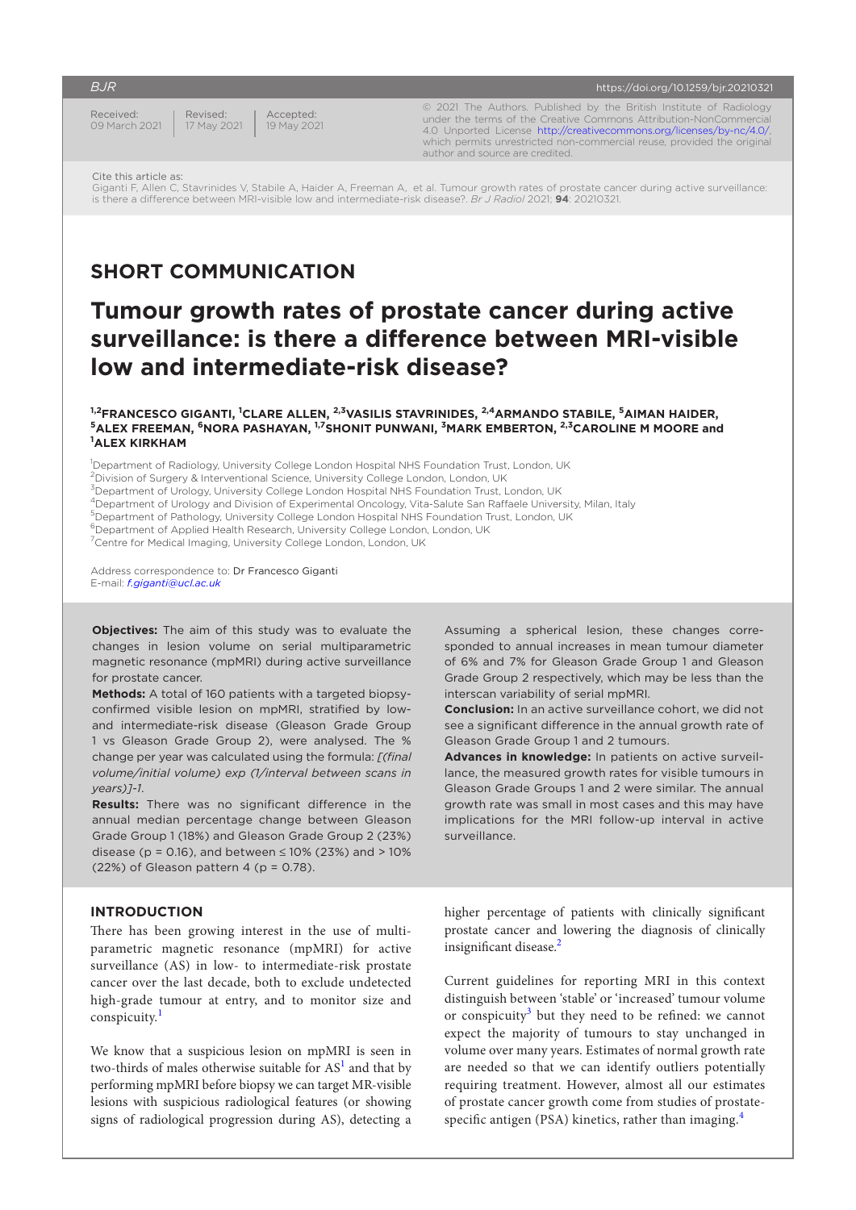Received: 09 March 2021 | Revised: 17 May 2021 | Accepted: 19 May 2021

© 2021 The Authors. Published by the British Institute of Radiology under the terms of the Creative Commons Attribution-NonCommercial 4.0 Unported License http://creativecommons.org/licenses/by-nc/4.0/, which permits unrestricted non-commercial reuse, provided the original author and source are credited.

Cite this article as:
Giganti F, Allen C, Stavrinides V, Stabile A, Haider A, Freeman A, et al. Tumour growth rates of prostate cancer during active surveillance: is there a difference between MRI-visible low and intermediate-risk disease?. *Br J Radiol* 2021; **94**: 20210321.

## SHORT COMMUNICATION

# Tumour growth rates of prostate cancer during active surveillance: is there a difference between MRI-visible low and intermediate-risk disease?

**[1,2]FRANCESCO GIGANTI, [1]CLARE ALLEN, [2,3]VASILIS STAVRINIDES, [2,4]ARMANDO STABILE, [5]AIMAN HAIDER, [5]ALEX FREEMAN, [6]NORA PASHAYAN, [1,7]SHONIT PUNWANI, [3]MARK EMBERTON, [2,3]CAROLINE M MOORE and [1]ALEX KIRKHAM**

[1]Department of Radiology, University College London Hospital NHS Foundation Trust, London, UK
[2]Division of Surgery & Interventional Science, University College London, London, UK
[3]Department of Urology, University College London Hospital NHS Foundation Trust, London, UK
[4]Department of Urology and Division of Experimental Oncology, Vita-Salute San Raffaele University, Milan, Italy
[5]Department of Pathology, University College London Hospital NHS Foundation Trust, London, UK
[6]Department of Applied Health Research, University College London, London, UK
[7]Centre for Medical Imaging, University College London, London, UK

Address correspondence to: Dr Francesco Giganti
E-mail: *f.giganti@ucl.ac.uk*

**Objectives:** The aim of this study was to evaluate the changes in lesion volume on serial multiparametric magnetic resonance (mpMRI) during active surveillance for prostate cancer.

**Methods:** A total of 160 patients with a targeted biopsy-confirmed visible lesion on mpMRI, stratified by low- and intermediate-risk disease (Gleason Grade Group 1 vs Gleason Grade Group 2), were analysed. The % change per year was calculated using the formula: *[(final volume/initial volume) exp (1/interval between scans in years)]-1*.

**Results:** There was no significant difference in the annual median percentage change between Gleason Grade Group 1 (18%) and Gleason Grade Group 2 (23%) disease ($p = 0.16$), and between ≤ 10% (23%) and > 10% (22%) of Gleason pattern 4 ($p = 0.78$). Assuming a spherical lesion, these changes corresponded to annual increases in mean tumour diameter of 6% and 7% for Gleason Grade Group 1 and Gleason Grade Group 2 respectively, which may be less than the interscan variability of serial mpMRI.

**Conclusion:** In an active surveillance cohort, we did not see a significant difference in the annual growth rate of Gleason Grade Group 1 and 2 tumours.

**Advances in knowledge:** In patients on active surveillance, the measured growth rates for visible tumours in Gleason Grade Groups 1 and 2 were similar. The annual growth rate was small in most cases and this may have implications for the MRI follow-up interval in active surveillance.

## INTRODUCTION

There has been growing interest in the use of multiparametric resonance (mpMRI) for active surveillance (AS) in low- to intermediate-risk prostate cancer over the last decade, both to exclude undetected high-grade tumour at entry, and to monitor size and conspicuity.[1]

We know that a suspicious lesion on mpMRI is seen in two-thirds of males otherwise suitable for AS[1] and that by performing mpMRI before biopsy we can target MR-visible lesions with suspicious radiological features (or showing signs of radiological progression during AS), detecting a higher percentage of patients with clinically significant prostate cancer and lowering the diagnosis of clinically insignificant disease.[2]

Current guidelines for reporting MRI in this context distinguish between 'stable' or 'increased' tumour volume or conspicuity[3] but they need to be refined: we cannot expect the majority of tumours to stay unchanged in volume over many years. Estimates of normal growth rate are needed so that we can identify outliers potentially requiring treatment. However, almost all our estimates of prostate cancer growth come from studies of prostate-specific antigen (PSA) kinetics, rather than imaging.[4]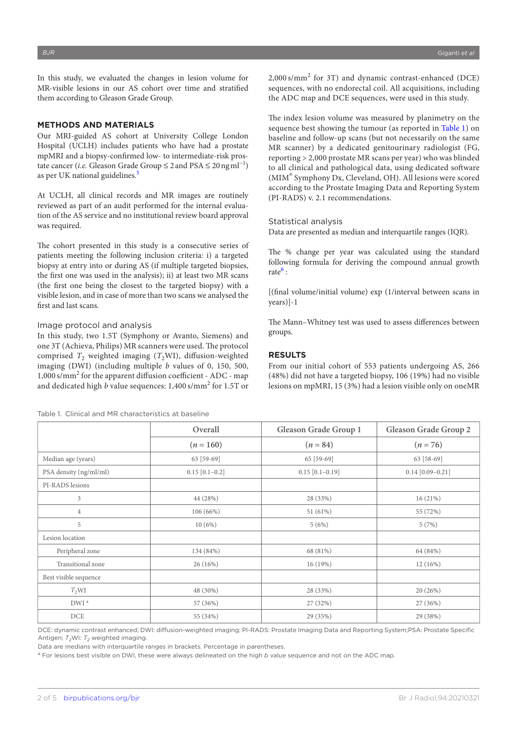In this study, we evaluated the changes in lesion volume for MR-visible lesions in our AS cohort over time and stratified them according to Gleason Grade Group.

## METHODS AND MATERIALS

Our MRI-guided AS cohort at University College London Hospital (UCLH) includes patients who have had a prostate mpMRI and a biopsy-confirmed low- to intermediate-risk prostate cancer (*i.e.* Gleason Grade Group ≤ 2 and PSA ≤ 20 ng ml$^{-1}$) as per UK national guidelines.[5]

At UCLH, all clinical records and MR images are routinely reviewed as part of an audit performed for the internal evaluation of the AS service and no institutional review board approval was required.

The cohort presented in this study is a consecutive series of patients meeting the following inclusion criteria: i) a targeted biopsy at entry into or during AS (if multiple targeted biopsies, the first one was used in the analysis); ii) at least two MR scans (the first one being the closest to the targeted biopsy) with a visible lesion, and in case of more than two scans we analysed the first and last scans.

### Image protocol and analysis

In this study, two 1.5T (Symphony or Avanto, Siemens) and one 3T (Achieva, Philips) MR scanners were used. The protocol comprised $T_2$ weighted imaging ($T_2$WI), diffusion-weighted imaging (DWI) (including multiple *b* values of 0, 150, 500, 1,000 s/mm$^2$ for the apparent diffusion coefficient - ADC - map and dedicated high *b* value sequences: 1,400 s/mm$^2$ for 1.5T or 2,000 s/mm$^2$ for 3T) and dynamic contrast-enhanced (DCE) sequences, with no endorectal coil. All acquisitions, including the ADC map and DCE sequences, were used in this study.

The index lesion volume was measured by planimetry on the sequence best showing the tumour (as reported in Table 1) on baseline and follow-up scans (but not necessarily on the same MR scanner) by a dedicated genitourinary radiologist (FG, reporting > 2,000 prostate MR scans per year) who was blinded to all clinical and pathological data, using dedicated software (MIM® Symphony Dx, Cleveland, OH). All lesions were scored according to the Prostate Imaging Data and Reporting System (PI-RADS) v. 2.1 recommendations.

### Statistical analysis

Data are presented as median and interquartile ranges (IQR).

The % change per year was calculated using the standard following formula for deriving the compound annual growth rate[6]:

[(final volume/initial volume) exp (1/interval between scans in years)]-1

The Mann–Whitney test was used to assess differences between groups.

## RESULTS

From our initial cohort of 553 patients undergoing AS, 266 (48%) did not have a targeted biopsy, 106 (19%) had no visible lesions on mpMRI, 15 (3%) had a lesion visible only on oneMR

Table 1. Clinical and MR characteristics at baseline

| | Overall | Gleason Grade Group 1 | Gleason Grade Group 2 |
|---|---|---|---|
| | ($n$ = 160) | ($n$ = 84) | ($n$ = 76) |
| Median age (years) | 63 [59-69] | 65 [59-69] | 63 [58-69] |
| PSA density (ng/ml/ml) | 0.15 [0.1–0.2] | 0.15 [0.1–0.19] | 0.14 [0.09–0.21] |
| PI-RADS lesions | | | |
| 3 | 44 (28%) | 28 (33%) | 16 (21%) |
| 4 | 106 (66%) | 51 (61%) | 55 (72%) |
| 5 | 10 (6%) | 5 (6%) | 5 (7%) |
| Lesion location | | | |
| Peripheral zone | 134 (84%) | 68 (81%) | 64 (84%) |
| Transitional zone | 26 (16%) | 16 (19%) | 12 (16%) |
| Best visible sequence | | | |
| $T_2$WI | 48 (30%) | 28 (33%) | 20 (26%) |
| DWI [a] | 57 (36%) | 27 (32%) | 27 (36%) |
| DCE | 55 (34%) | 29 (35%) | 29 (38%) |

DCE: dynamic contrast enhanced; DWI: diffusion-weighted imaging; PI-RADS: Prostate Imaging Data and Reporting System;PSA: Prostate Specific Antigen; $T_2$WI: $T_2$ weighted imaging.

Data are medians with interquartile ranges in brackets. Percentage in parentheses.

[a] For lesions best visible on DWI, these were always delineated on the high *b* value sequence and not on the ADC map.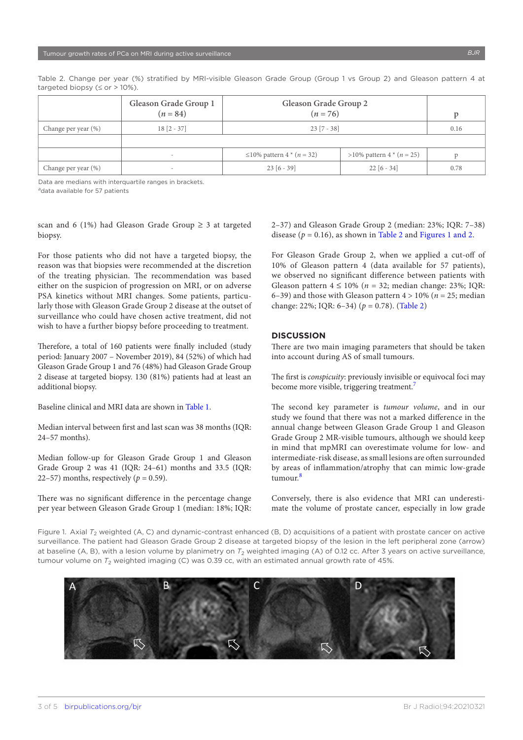Table 2. Change per year (%) stratified by MRI-visible Gleason Grade Group (Group 1 vs Group 2) and Gleason pattern 4 at targeted biopsy (≤ or > 10%).

| | Gleason Grade Group 1 (*n* = 84) | Gleason Grade Group 2 (*n* = 76) | | p |
|---|---|---|---|---|
| Change per year (%) | 18 [2 - 37] | 23 [7 - 38] | | 0.16 |
| | | | | |
| | - | ≤10% pattern 4 [a] (*n* = 32) | >10% pattern 4 [a] (*n* = 25) | p |
| Change per year (%) | - | 23 [6 - 39] | 22 [6 - 34] | 0.78 |

Data are medians with interquartile ranges in brackets.
[a]data available for 57 patients

scan and 6 (1%) had Gleason Grade Group ≥ 3 at targeted biopsy.

For those patients who did not have a targeted biopsy, the reason was that biopsies were recommended at the discretion of the treating physician. The recommendation was based either on the suspicion of progression on MRI, or on adverse PSA kinetics without MRI changes. Some patients, particularly those with Gleason Grade Group 2 disease at the outset of surveillance who could have chosen active treatment, did not wish to have a further biopsy before proceeding to treatment.

Therefore, a total of 160 patients were finally included (study period: January 2007 – November 2019), 84 (52%) of which had Gleason Grade Group 1 and 76 (48%) had Gleason Grade Group 2 disease at targeted biopsy. 130 (81%) patients had at least an additional biopsy.

Baseline clinical and MRI data are shown in Table 1.

Median interval between first and last scan was 38 months (IQR: 24–57 months).

Median follow-up for Gleason Grade Group 1 and Gleason Grade Group 2 was 41 (IQR: 24–61) months and 33.5 (IQR: 22–57) months, respectively ($p = 0.59$).

There was no significant difference in the percentage change per year between Gleason Grade Group 1 (median: 18%; IQR: 2–37) and Gleason Grade Group 2 (median: 23%; IQR: 7–38) disease ($p = 0.16$), as shown in Table 2 and Figures 1 and 2.

For Gleason Grade Group 2, when we applied a cut-off of 10% of Gleason pattern 4 (data available for 57 patients), we observed no significant difference between patients with Gleason pattern 4 ≤ 10% ($n = 32$; median change: 23%; IQR: 6–39) and those with Gleason pattern 4 > 10% ($n = 25$; median change: 22%; IQR: 6–34) ($p = 0.78$). (Table 2)

## DISCUSSION

There are two main imaging parameters that should be taken into account during AS of small tumours.

The first is *conspicuity*: previously invisible or equivocal foci may become more visible, triggering treatment.[7]

The second key parameter is *tumour volume*, and in our study we found that there was not a marked difference in the annual change between Gleason Grade Group 1 and Gleason Grade Group 2 MR-visible tumours, although we should keep in mind that mpMRI can overestimate volume for low- and intermediate-risk disease, as small lesions are often surrounded by areas of inflammation/atrophy that can mimic low-grade tumour.[8]

Conversely, there is also evidence that MRI can underestimate the volume of prostate cancer, especially in low grade

Figure 1. Axial $T_2$ weighted (A, C) and dynamic-contrast enhanced (B, D) acquisitions of a patient with prostate cancer on active surveillance. The patient had Gleason Grade Group 2 disease at targeted biopsy of the lesion in the left peripheral zone (arrow) at baseline (A, B), with a lesion volume by planimetry on $T_2$ weighted imaging (A) of 0.12 cc. After 3 years on active surveillance, tumour volume on $T_2$ weighted imaging (C) was 0.39 cc, with an estimated annual growth rate of 45%.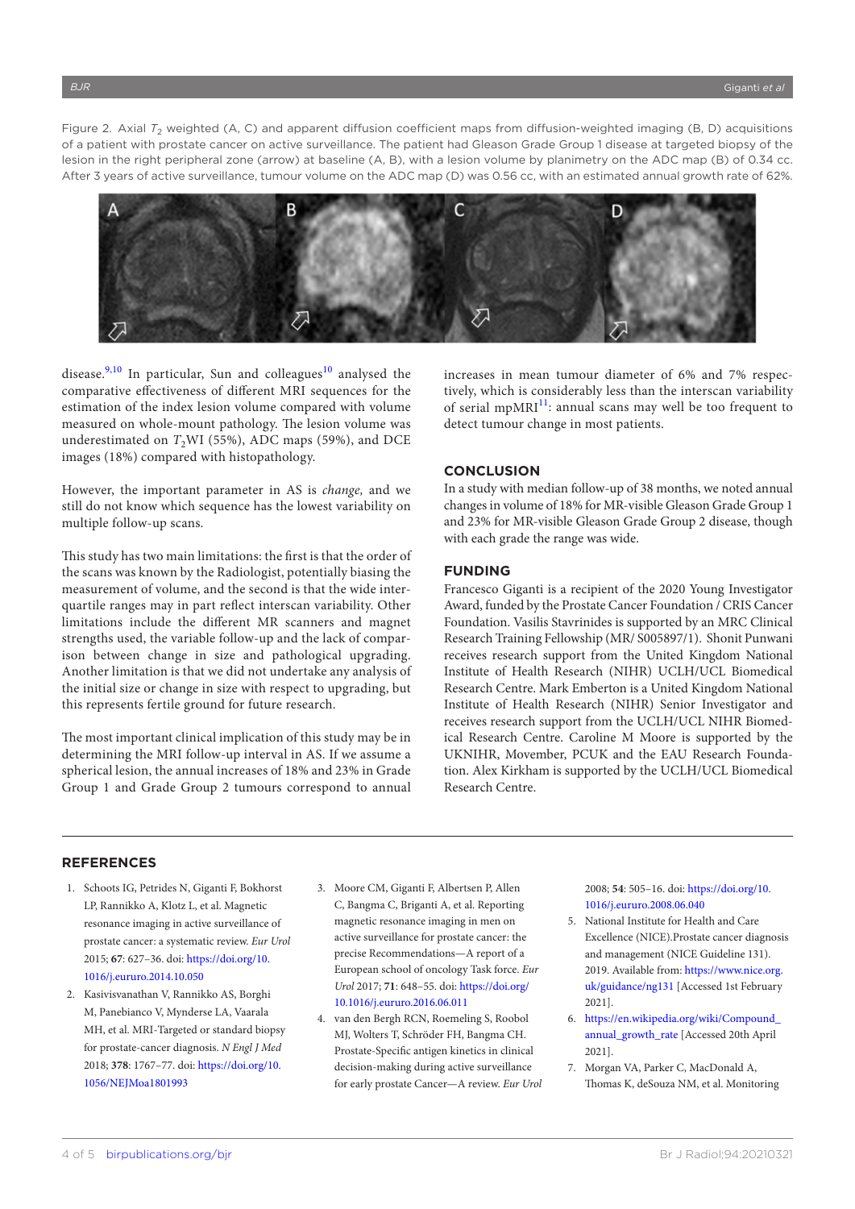Figure 2. Axial $T_2$ weighted (A, C) and apparent diffusion coefficient maps from diffusion-weighted imaging (B, D) acquisitions of a patient with prostate cancer on active surveillance. The patient had Gleason Grade Group 1 disease at targeted biopsy of the lesion in the right peripheral zone (arrow) at baseline (A, B), with a lesion volume by planimetry on the ADC map (B) of 0.34 cc. After 3 years of active surveillance, tumour volume on the ADC map (D) was 0.56 cc, with an estimated annual growth rate of 62%.

disease.[9,10] In particular, Sun and colleagues[10] analysed the comparative effectiveness of different MRI sequences for the estimation of the index lesion volume compared with volume measured on whole-mount pathology. The lesion volume was underestimated on $T_2$WI (55%), ADC maps (59%), and DCE images (18%) compared with histopathology.

However, the important parameter in AS is *change,* and we still do not know which sequence has the lowest variability on multiple follow-up scans.

This study has two main limitations: the first is that the order of the scans was known by the Radiologist, potentially biasing the measurement of volume, and the second is that the wide interquartile ranges may in part reflect interscan variability. Other limitations include the different MR scanners and magnet strengths used, the variable follow-up and the lack of comparison between change in size and pathological upgrading. Another limitation is that we did not undertake any analysis of the initial size or change in size with respect to upgrading, but this represents fertile ground for future research.

The most important clinical implication of this study may be in determining the MRI follow-up interval in AS. If we assume a spherical lesion, the annual increases of 18% and 23% in Grade Group 1 and Grade Group 2 tumours correspond to annual increases in mean tumour diameter of 6% and 7% respectively, which is considerably less than the interscan variability of serial mpMRI[11]: annual scans may well be too frequent to detect tumour change in most patients.

## CONCLUSION

In a study with median follow-up of 38 months, we noted annual changes in volume of 18% for MR-visible Gleason Grade Group 1 and 23% for MR-visible Gleason Grade Group 2 disease, though with each grade the range was wide.

## FUNDING

Francesco Giganti is a recipient of the 2020 Young Investigator Award, funded by the Prostate Cancer Foundation / CRIS Cancer Foundation. Vasilis Stavrinides is supported by an MRC Clinical Research Training Fellowship (MR/ S005897/1). Shonit Punwani receives research support from the United Kingdom National Institute of Health Research (NIHR) UCLH/UCL Biomedical Research Centre. Mark Emberton is a United Kingdom National Institute of Health Research (NIHR) Senior Investigator and receives research support from the UCLH/UCL NIHR Biomedical Research Centre. Caroline M Moore is supported by the UKNIHR, Movember, PCUK and the EAU Research Foundation. Alex Kirkham is supported by the UCLH/UCL Biomedical Research Centre.

## REFERENCES

1. Schoots IG, Petrides N, Giganti F, Bokhorst LP, Rannikko A, Klotz L, et al. Magnetic resonance imaging in active surveillance of prostate cancer: a systematic review. *Eur Urol* 2015; **67**: 627–36. doi: https://doi.org/10.1016/j.eururo.2014.10.050
2. Kasivisvanathan V, Rannikko AS, Borghi M, Panebianco V, Mynderse LA, Vaarala MH, et al. MRI-Targeted or standard biopsy for prostate-cancer diagnosis. *N Engl J Med* 2018; **378**: 1767–77. doi: https://doi.org/10.1056/NEJMoa1801993
3. Moore CM, Giganti F, Albertsen P, Allen C, Bangma C, Briganti A, et al. Reporting magnetic resonance imaging in men on active surveillance for prostate cancer: the precise Recommendations—A report of a European school of oncology Task force. *Eur Urol* 2017; **71**: 648–55. doi: https://doi.org/10.1016/j.eururo.2016.06.011
4. van den Bergh RCN, Roemeling S, Roobol MJ, Wolters T, Schröder FH, Bangma CH. Prostate-Specific antigen kinetics in clinical decision-making during active surveillance for early prostate Cancer—A review. *Eur Urol* 2008; **54**: 505–16. doi: https://doi.org/10.1016/j.eururo.2008.06.040
5. National Institute for Health and Care Excellence (NICE).Prostate cancer diagnosis and management (NICE Guideline 131). 2019. Available from: https://www.nice.org.uk/guidance/ng131 [Accessed 1st February 2021].
6. https://en.wikipedia.org/wiki/Compound_annual_growth_rate [Accessed 20th April 2021].
7. Morgan VA, Parker C, MacDonald A, Thomas K, deSouza NM, et al. Monitoring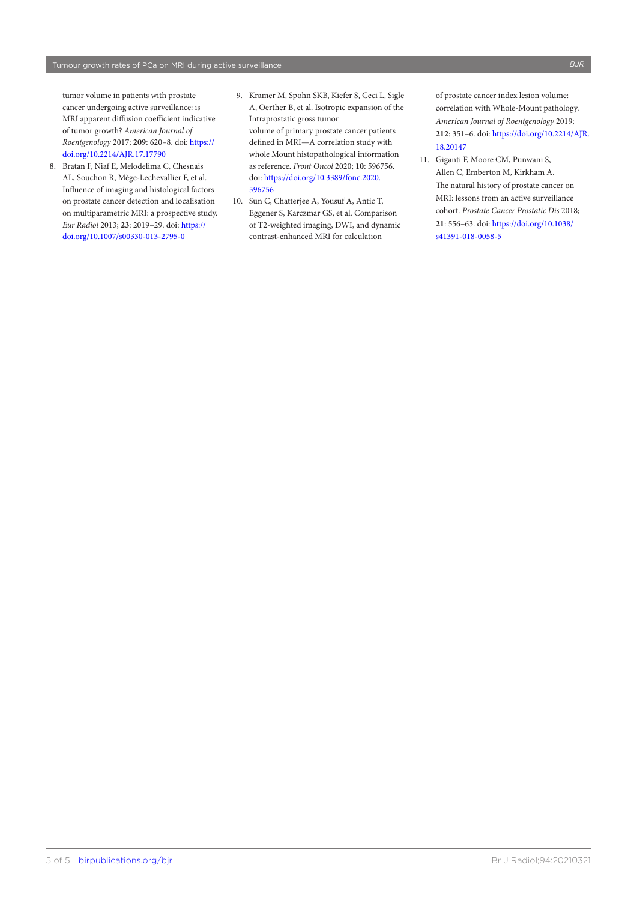tumor volume in patients with prostate cancer undergoing active surveillance: is MRI apparent diffusion coefficient indicative of tumor growth? *American Journal of Roentgenology* 2017; **209**: 620–8. doi: https://doi.org/10.2214/AJR.17.17790

8. Bratan F, Niaf E, Melodelima C, Chesnais AL, Souchon R, Mège-Lechevallier F, et al. Influence of imaging and histological factors on prostate cancer detection and localisation on multiparametric MRI: a prospective study. *Eur Radiol* 2013; **23**: 2019–29. doi: https://doi.org/10.1007/s00330-013-2795-0
9. Kramer M, Spohn SKB, Kiefer S, Ceci L, Sigle A, Oerther B, et al. Isotropic expansion of the Intraprostatic gross tumor volume of primary prostate cancer patients defined in MRI—A correlation study with whole Mount histopathological information as reference. *Front Oncol* 2020; **10**: 596756. doi: https://doi.org/10.3389/fonc.2020.596756
10. Sun C, Chatterjee A, Yousuf A, Antic T, Eggener S, Karczmar GS, et al. Comparison of T2-weighted imaging, DWI, and dynamic contrast-enhanced MRI for calculation of prostate cancer index lesion volume: correlation with Whole-Mount pathology. *American Journal of Roentgenology* 2019; **212**: 351–6. doi: https://doi.org/10.2214/AJR.18.20147
11. Giganti F, Moore CM, Punwani S, Allen C, Emberton M, Kirkham A. The natural history of prostate cancer on MRI: lessons from an active surveillance cohort. *Prostate Cancer Prostatic Dis* 2018; **21**: 556–63. doi: https://doi.org/10.1038/s41391-018-0058-5